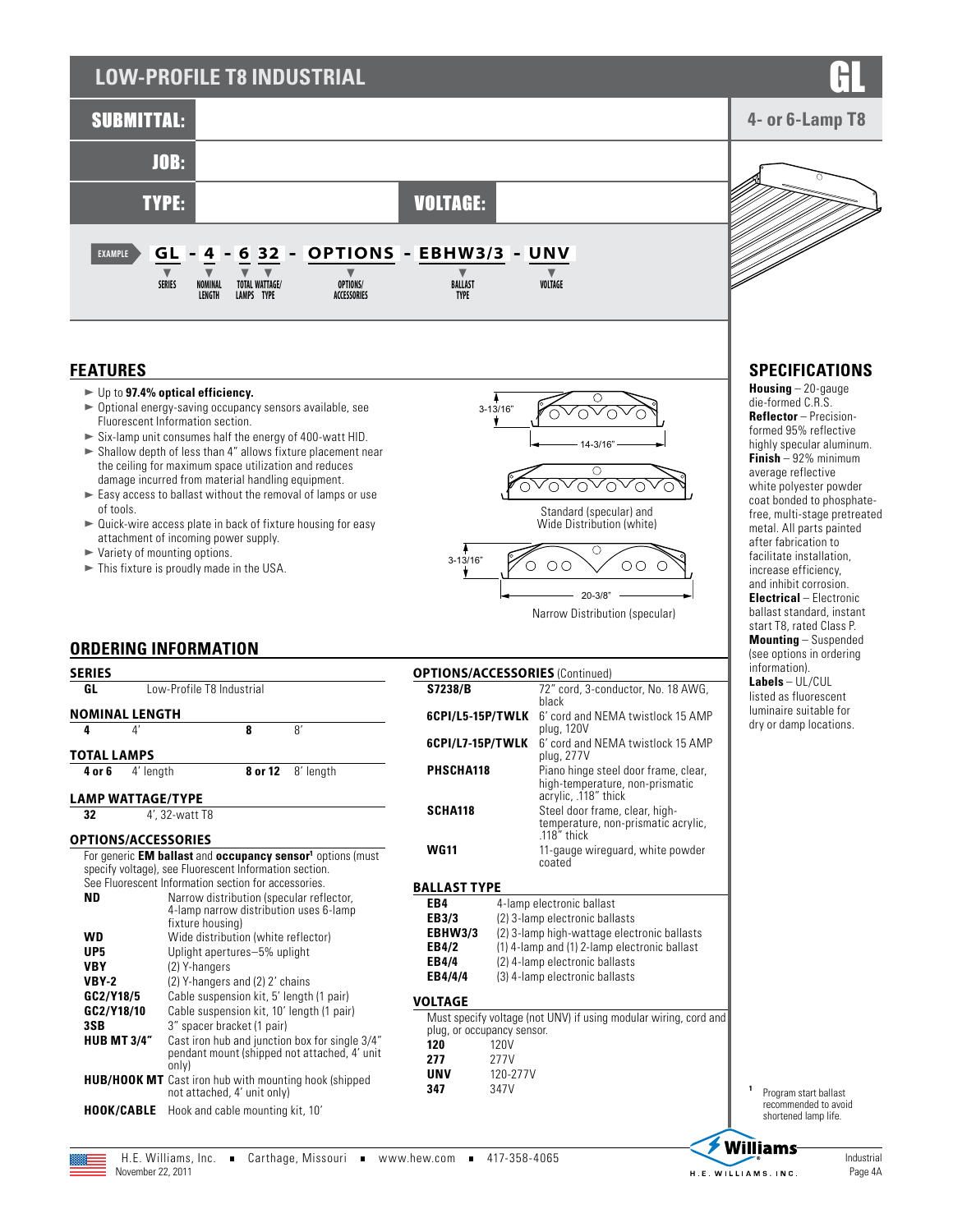# LOW-PROFILE T8 INDUSTRIAL

# GL

**4- or 6-Lamp T8**

**SUBMITTAL:**

**JOB:**

**TYPE:** **VOLTAGE:**

EXAMPLE **GL - 4 - 6 32 - OPTIONS - EBHW3/3 - UNV**

SERIES — NOMINAL LENGTH — TOTAL LAMPS — WATTAGE/TYPE — OPTIONS/ACCESSORIES — BALLAST TYPE — VOLTAGE

## FEATURES

- Up to **97.4% optical efficiency.**
- Optional energy-saving occupancy sensors available, see Fluorescent Information section.
- Six-lamp unit consumes half the energy of 400-watt HID.
- Shallow depth of less than 4" allows fixture placement near the ceiling for maximum space utilization and reduces damage incurred from material handling equipment.
- Easy access to ballast without the removal of lamps or use of tools.
- Quick-wire access plate in back of fixture housing for easy attachment of incoming power supply.
- Variety of mounting options.
- This fixture is proudly made in the USA.

3-13/16"

14-3/16"

Standard (specular) and Wide Distribution (white)

3-13/16"

20-3/8"

Narrow Distribution (specular)

## SPECIFICATIONS

**Housing** – 20-gauge die-formed C.R.S.
**Reflector** – Precision-formed 95% reflective highly specular aluminum.
**Finish** – 92% minimum average reflective white polyester powder coat bonded to phosphate-free, multi-stage pretreated metal. All parts painted after fabrication to facilitate installation, increase efficiency, and inhibit corrosion.
**Electrical** – Electronic ballast standard, instant start T8, rated Class P.
**Mounting** – Suspended (see options in ordering information).
**Labels** – UL/CUL listed as fluorescent luminaire suitable for dry or damp locations.

## ORDERING INFORMATION

### SERIES

| | |
|---|---|
| **GL** | Low-Profile T8 Industrial |

### NOMINAL LENGTH

| | | | |
|---|---|---|---|
| **4** | 4′ | **8** | 8′ |

### TOTAL LAMPS

| | | | |
|---|---|---|---|
| **4 or 6** | 4′ length | **8 or 12** | 8′ length |

### LAMP WATTAGE/TYPE

| | |
|---|---|
| **32** | 4′, 32-watt T8 |

### OPTIONS/ACCESSORIES

For generic **EM ballast** and **occupancy sensor**[1] options (must specify voltage), see Fluorescent Information section.
See Fluorescent Information section for accessories.

| | |
|---|---|
| **ND** | Narrow distribution (specular reflector, 4-lamp narrow distribution uses 6-lamp fixture housing) |
| **WD** | Wide distribution (white reflector) |
| **UP5** | Uplight apertures–5% uplight |
| **VBY** | (2) Y-hangers |
| **VBY-2** | (2) Y-hangers and (2) 2′ chains |
| **GC2/Y18/5** | Cable suspension kit, 5′ length (1 pair) |
| **GC2/Y18/10** | Cable suspension kit, 10′ length (1 pair) |
| **3SB** | 3" spacer bracket (1 pair) |
| **HUB MT 3/4"** | Cast iron hub and junction box for single 3/4" pendant mount (shipped not attached, 4′ unit only) |
| **HUB/HOOK MT** | Cast iron hub with mounting hook (shipped not attached, 4′ unit only) |
| **HOOK/CABLE** | Hook and cable mounting kit, 10′ |

### OPTIONS/ACCESSORIES (Continued)

| | |
|---|---|
| **S7238/B** | 72" cord, 3-conductor, No. 18 AWG, black |
| **6CPI/L5-15P/TWLK** | 6′ cord and NEMA twistlock 15 AMP plug, 120V |
| **6CPI/L7-15P/TWLK** | 6′ cord and NEMA twistlock 15 AMP plug, 277V |
| **PHSCHA118** | Piano hinge steel door frame, clear, high-temperature, non-prismatic acrylic, .118" thick |
| **SCHA118** | Steel door frame, clear, high-temperature, non-prismatic acrylic, .118" thick |
| **WG11** | 11-gauge wireguard, white powder coated |

### BALLAST TYPE

| | |
|---|---|
| **EB4** | 4-lamp electronic ballast |
| **EB3/3** | (2) 3-lamp electronic ballasts |
| **EBHW3/3** | (2) 3-lamp high-wattage electronic ballasts |
| **EB4/2** | (1) 4-lamp and (1) 2-lamp electronic ballast |
| **EB4/4** | (2) 4-lamp electronic ballasts |
| **EB4/4/4** | (3) 4-lamp electronic ballasts |

### VOLTAGE

Must specify voltage (not UNV) if using modular wiring, cord and plug, or occupancy sensor.

| | |
|---|---|
| **120** | 120V |
| **277** | 277V |
| **UNV** | 120-277V |
| **347** | 347V |

[1] Program start ballast recommended to avoid shortened lamp life.

H.E. Williams, Inc. ■ Carthage, Missouri ■ www.hew.com ■ 417-358-4065
November 22, 2011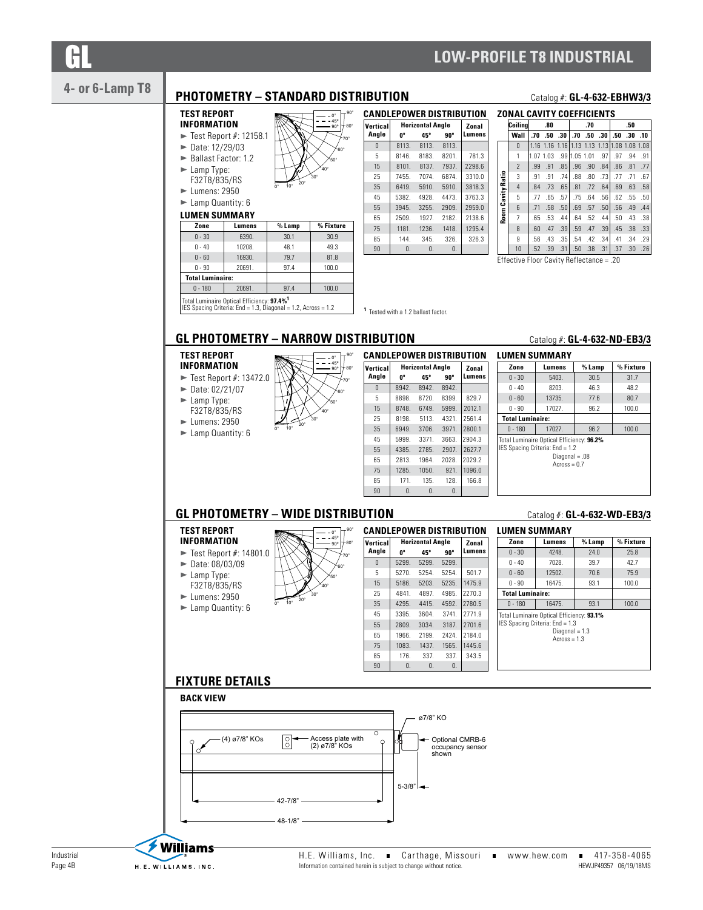# GL

## LOW-PROFILE T8 INDUSTRIAL

4- or 6-Lamp T8

## PHOTOMETRY – STANDARD DISTRIBUTION

Catalog #: **GL-4-632-EBHW3/3**

### TEST REPORT INFORMATION

- Test Report #: 12158.1
- Date: 12/29/03
- Ballast Factor: 1.2
- Lamp Type: F32T8/835/RS
- Lumens: 2950
- Lamp Quantity: 6

0° 45° 90°
90° 80° 70° 60° 50° 40° 30° 20° 10° 0°

### LUMEN SUMMARY

| Zone | Lumens | % Lamp | % Fixture |
|---|---|---|---|
| 0 - 30 | 6390. | 30.1 | 30.9 |
| 0 - 40 | 10208. | 48.1 | 49.3 |
| 0 - 60 | 16930. | 79.7 | 81.8 |
| 0 - 90 | 20691. | 97.4 | 100.0 |
| **Total Luminaire:** | | | |
| 0 - 180 | 20691. | 97.4 | 100.0 |

Total Luminaire Optical Efficiency: **97.4%**[1]
IES Spacing Criteria: End = 1.3, Diagonal = 1.2, Across = 1.2

### CANDLEPOWER DISTRIBUTION

| Vertical Angle | Horizontal Angle 0° | 45° | 90° | Zonal Lumens |
|---|---|---|---|---|
| 0 | 8113. | 8113. | 8113. | |
| 5 | 8146. | 8183. | 8201. | 781.3 |
| 15 | 8101. | 8137. | 7937. | 2298.6 |
| 25 | 7455. | 7074. | 6874. | 3310.0 |
| 35 | 6419. | 5910. | 5910. | 3818.3 |
| 45 | 5382. | 4928. | 4473. | 3763.3 |
| 55 | 3945. | 3255. | 2909. | 2959.0 |
| 65 | 2509. | 1927. | 2182. | 2138.6 |
| 75 | 1181. | 1236. | 1418. | 1295.4 |
| 85 | 144. | 345. | 326. | 326.3 |
| 90 | 0. | 0. | 0. | |

[1] Tested with a 1.2 ballast factor.

### ZONAL CAVITY COEFFICIENTS

| Ceiling | | .80 | | | .70 | | | .50 | | |
|---|---|---|---|---|---|---|---|---|---|---|
| Wall | | .70 | .50 | .30 | .70 | .50 | .30 | .50 | .30 | .10 |
| Room Cavity Ratio | 0 | 1.16 | 1.16 | 1.16 | 1.13 | 1.13 | 1.13 | 1.08 | 1.08 | 1.08 |
| | 1 | 1.07 | 1.03 | .99 | 1.05 | 1.01 | .97 | .97 | .94 | .91 |
| | 2 | .99 | .91 | .85 | .96 | .90 | .84 | .86 | .81 | .77 |
| | 3 | .91 | .91 | .74 | .88 | .80 | .73 | .77 | .71 | .67 |
| | 4 | .84 | .73 | .65 | .81 | .72 | .64 | .69 | .63 | .58 |
| | 5 | .77 | .65 | .57 | .75 | .64 | .56 | .62 | .55 | .50 |
| | 6 | .71 | .58 | .50 | .69 | .57 | .50 | .56 | .49 | .44 |
| | 7 | .65 | .53 | .44 | .64 | .52 | .44 | .50 | .43 | .38 |
| | 8 | .60 | .47 | .39 | .59 | .47 | .39 | .45 | .38 | .33 |
| | 9 | .56 | .43 | .35 | .54 | .42 | .34 | .41 | .34 | .29 |
| | 10 | .52 | .39 | .31 | .50 | .38 | .31 | .37 | .30 | .26 |

Effective Floor Cavity Reflectance = .20

## GL PHOTOMETRY – NARROW DISTRIBUTION

Catalog #: **GL-4-632-ND-EB3/3**

### TEST REPORT INFORMATION

- Test Report #: 13472.0
- Date: 02/21/07
- Lamp Type: F32T8/835/RS
- Lumens: 2950
- Lamp Quantity: 6

0° 45° 90°
90° 80° 70° 60° 50° 40° 30° 20° 10° 0°

### CANDLEPOWER DISTRIBUTION

| Vertical Angle | Horizontal Angle 0° | 45° | 90° | Zonal Lumens |
|---|---|---|---|---|
| 0 | 8942. | 8942. | 8942. | |
| 5 | 8898. | 8720. | 8399. | 829.7 |
| 15 | 8748. | 6749. | 5999. | 2012.1 |
| 25 | 8198. | 5113. | 4321. | 2561.4 |
| 35 | 6949. | 3706. | 3971. | 2800.1 |
| 45 | 5999. | 3371. | 3663. | 2904.3 |
| 55 | 4385. | 2785. | 2907. | 2627.7 |
| 65 | 2813. | 1964. | 2028. | 2029.2 |
| 75 | 1285. | 1050. | 921. | 1096.0 |
| 85 | 171. | 135. | 128. | 166.8 |
| 90 | 0. | 0. | 0. | |

### LUMEN SUMMARY

| Zone | Lumens | % Lamp | % Fixture |
|---|---|---|---|
| 0 - 30 | 5403. | 30.5 | 31.7 |
| 0 - 40 | 8203. | 46.3 | 48.2 |
| 0 - 60 | 13735. | 77.6 | 80.7 |
| 0 - 90 | 17027. | 96.2 | 100.0 |
| **Total Luminaire:** | | | |
| 0 - 180 | 17027. | 96.2 | 100.0 |

Total Luminaire Optical Efficiency: **96.2%**
IES Spacing Criteria: End = 1.2
Diagonal = .08
Across = 0.7

## GL PHOTOMETRY – WIDE DISTRIBUTION

Catalog #: **GL-4-632-WD-EB3/3**

### TEST REPORT INFORMATION

- Test Report #: 14801.0
- Date: 08/03/09
- Lamp Type: F32T8/835/RS
- Lumens: 2950
- Lamp Quantity: 6

0° 45° 90°
90° 80° 70° 60° 50° 40° 30° 20° 10° 0°

### CANDLEPOWER DISTRIBUTION

| Vertical Angle | Horizontal Angle 0° | 45° | 90° | Zonal Lumens |
|---|---|---|---|---|
| 0 | 5299. | 5299. | 5299. | |
| 5 | 5270. | 5254. | 5254. | 501.7 |
| 15 | 5186. | 5203. | 5235. | 1475.9 |
| 25 | 4841. | 4897. | 4985. | 2270.3 |
| 35 | 4295. | 4415. | 4592. | 2780.5 |
| 45 | 3395. | 3604. | 3741. | 2771.9 |
| 55 | 2809. | 3034. | 3187. | 2701.6 |
| 65 | 1966. | 2199. | 2424. | 2184.0 |
| 75 | 1083. | 1437. | 1565. | 1445.6 |
| 85 | 176. | 337. | 337. | 343.5 |
| 90 | 0. | 0. | 0. | |

### LUMEN SUMMARY

| Zone | Lumens | % Lamp | % Fixture |
|---|---|---|---|
| 0 - 30 | 4248. | 24.0 | 25.8 |
| 0 - 40 | 7028. | 39.7 | 42.7 |
| 0 - 60 | 12502. | 70.6 | 75.9 |
| 0 - 90 | 16475. | 93.1 | 100.0 |
| **Total Luminaire:** | | | |
| 0 - 180 | 16475. | 93.1 | 100.0 |

Total Luminaire Optical Efficiency: **93.1%**
IES Spacing Criteria: End = 1.3
Diagonal = 1.3
Across = 1.3

## FIXTURE DETAILS

### BACK VIEW

(4) ø7/8" KOs
Access plate with (2) ø7/8" KOs
ø7/8" KO
Optional CMRB-6 occupancy sensor shown
5-3/8"
42-7/8"
48-1/8"

Williams
H.E. WILLIAMS, INC.

Industrial
Page 48

H.E. Williams, Inc. ■ Carthage, Missouri ■ www.hew.com ■ 417-358-4065
Information contained herein is subject to change without notice.
HEWJP49357 06/19/18MS